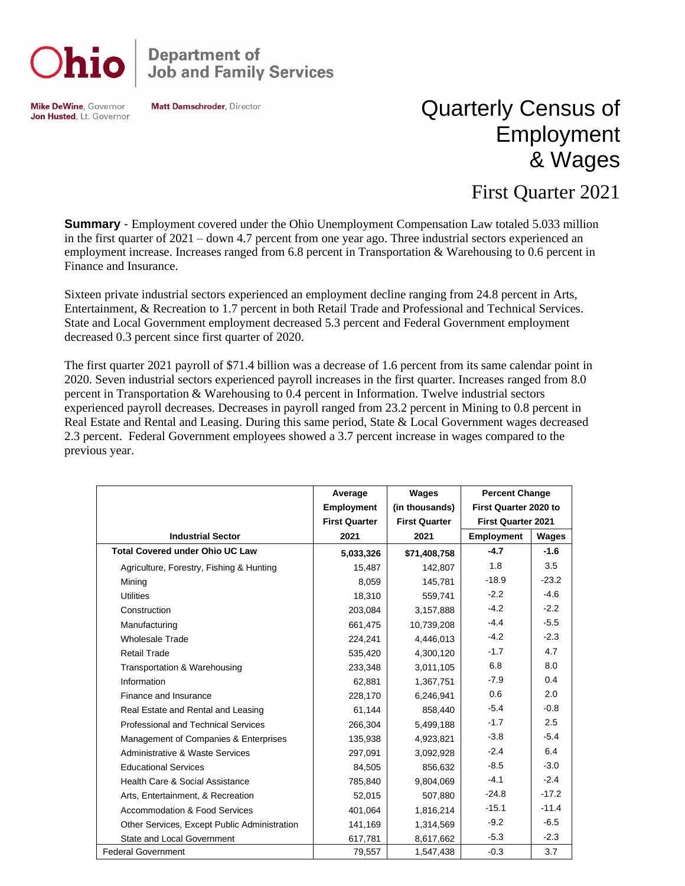Ohio | Department of Job and Family Services

**Mike DeWine**, Governor
**Jon Husted**, Lt. Governor

**Matt Damschroder**, Director

# Quarterly Census of Employment & Wages

## First Quarter 2021

**Summary** - Employment covered under the Ohio Unemployment Compensation Law totaled 5.033 million in the first quarter of 2021 – down 4.7 percent from one year ago. Three industrial sectors experienced an employment increase. Increases ranged from 6.8 percent in Transportation & Warehousing to 0.6 percent in Finance and Insurance.

Sixteen private industrial sectors experienced an employment decline ranging from 24.8 percent in Arts, Entertainment, & Recreation to 1.7 percent in both Retail Trade and Professional and Technical Services. State and Local Government employment decreased 5.3 percent and Federal Government employment decreased 0.3 percent since first quarter of 2020.

The first quarter 2021 payroll of $71.4 billion was a decrease of 1.6 percent from its same calendar point in 2020. Seven industrial sectors experienced payroll increases in the first quarter. Increases ranged from 8.0 percent in Transportation & Warehousing to 0.4 percent in Information. Twelve industrial sectors experienced payroll decreases. Decreases in payroll ranged from 23.2 percent in Mining to 0.8 percent in Real Estate and Rental and Leasing. During this same period, State & Local Government wages decreased 2.3 percent. Federal Government employees showed a 3.7 percent increase in wages compared to the previous year.

| Industrial Sector | Average Employment First Quarter 2021 | Wages (in thousands) First Quarter 2021 | Percent Change First Quarter 2020 to First Quarter 2021 | |
|---|---|---|---|---|
| | | | Employment | Wages |
| **Total Covered under Ohio UC Law** | **5,033,326** | **$71,408,758** | **-4.7** | **-1.6** |
| Agriculture, Forestry, Fishing & Hunting | 15,487 | 142,807 | 1.8 | 3.5 |
| Mining | 8,059 | 145,781 | -18.9 | -23.2 |
| Utilities | 18,310 | 559,741 | -2.2 | -4.6 |
| Construction | 203,084 | 3,157,888 | -4.2 | -2.2 |
| Manufacturing | 661,475 | 10,739,208 | -4.4 | -5.5 |
| Wholesale Trade | 224,241 | 4,446,013 | -4.2 | -2.3 |
| Retail Trade | 535,420 | 4,300,120 | -1.7 | 4.7 |
| Transportation & Warehousing | 233,348 | 3,011,105 | 6.8 | 8.0 |
| Information | 62,881 | 1,367,751 | -7.9 | 0.4 |
| Finance and Insurance | 228,170 | 6,246,941 | 0.6 | 2.0 |
| Real Estate and Rental and Leasing | 61,144 | 858,440 | -5.4 | -0.8 |
| Professional and Technical Services | 266,304 | 5,499,188 | -1.7 | 2.5 |
| Management of Companies & Enterprises | 135,938 | 4,923,821 | -3.8 | -5.4 |
| Administrative & Waste Services | 297,091 | 3,092,928 | -2.4 | 6.4 |
| Educational Services | 84,505 | 856,632 | -8.5 | -3.0 |
| Health Care & Social Assistance | 785,840 | 9,804,069 | -4.1 | -2.4 |
| Arts, Entertainment, & Recreation | 52,015 | 507,880 | -24.8 | -17.2 |
| Accommodation & Food Services | 401,064 | 1,816,214 | -15.1 | -11.4 |
| Other Services, Except Public Administration | 141,169 | 1,314,569 | -9.2 | -6.5 |
| State and Local Government | 617,781 | 8,617,662 | -5.3 | -2.3 |
| Federal Government | 79,557 | 1,547,438 | -0.3 | 3.7 |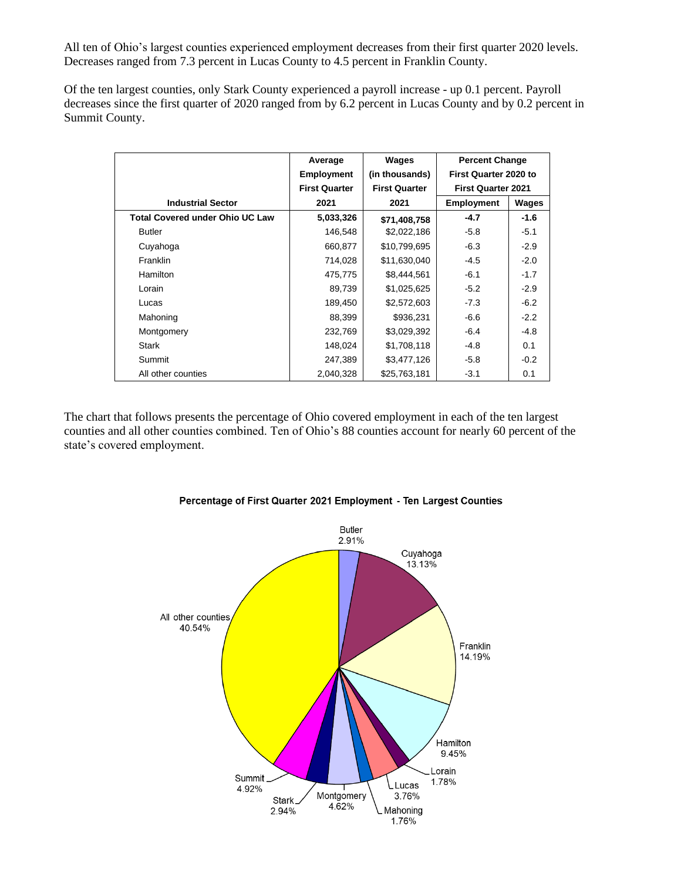All ten of Ohio's largest counties experienced employment decreases from their first quarter 2020 levels. Decreases ranged from 7.3 percent in Lucas County to 4.5 percent in Franklin County.

Of the ten largest counties, only Stark County experienced a payroll increase - up 0.1 percent. Payroll decreases since the first quarter of 2020 ranged from by 6.2 percent in Lucas County and by 0.2 percent in Summit County.

| Industrial Sector | Average Employment First Quarter 2021 | Wages (in thousands) First Quarter 2021 | Percent Change First Quarter 2020 to First Quarter 2021 | |
|---|---|---|---|---|
| | | | Employment | Wages |
| **Total Covered under Ohio UC Law** | **5,033,326** | **$71,408,758** | **-4.7** | **-1.6** |
| Butler | 146,548 | $2,022,186 | -5.8 | -5.1 |
| Cuyahoga | 660,877 | $10,799,695 | -6.3 | -2.9 |
| Franklin | 714,028 | $11,630,040 | -4.5 | -2.0 |
| Hamilton | 475,775 | $8,444,561 | -6.1 | -1.7 |
| Lorain | 89,739 | $1,025,625 | -5.2 | -2.9 |
| Lucas | 189,450 | $2,572,603 | -7.3 | -6.2 |
| Mahoning | 88,399 | $936,231 | -6.6 | -2.2 |
| Montgomery | 232,769 | $3,029,392 | -6.4 | -4.8 |
| Stark | 148,024 | $1,708,118 | -4.8 | 0.1 |
| Summit | 247,389 | $3,477,126 | -5.8 | -0.2 |
| All other counties | 2,040,328 | $25,763,181 | -3.1 | 0.1 |

The chart that follows presents the percentage of Ohio covered employment in each of the ten largest counties and all other counties combined. Ten of Ohio's 88 counties account for nearly 60 percent of the state's covered employment.

**Percentage of First Quarter 2021 Employment - Ten Largest Counties**

| County | Percentage |
|---|---|
| Butler | 2.91% |
| Cuyahoga | 13.13% |
| Franklin | 14.19% |
| Hamilton | 9.45% |
| Lorain | 1.78% |
| Lucas | 3.76% |
| Mahoning | 1.76% |
| Montgomery | 4.62% |
| Stark | 2.94% |
| Summit | 4.92% |
| All other counties | 40.54% |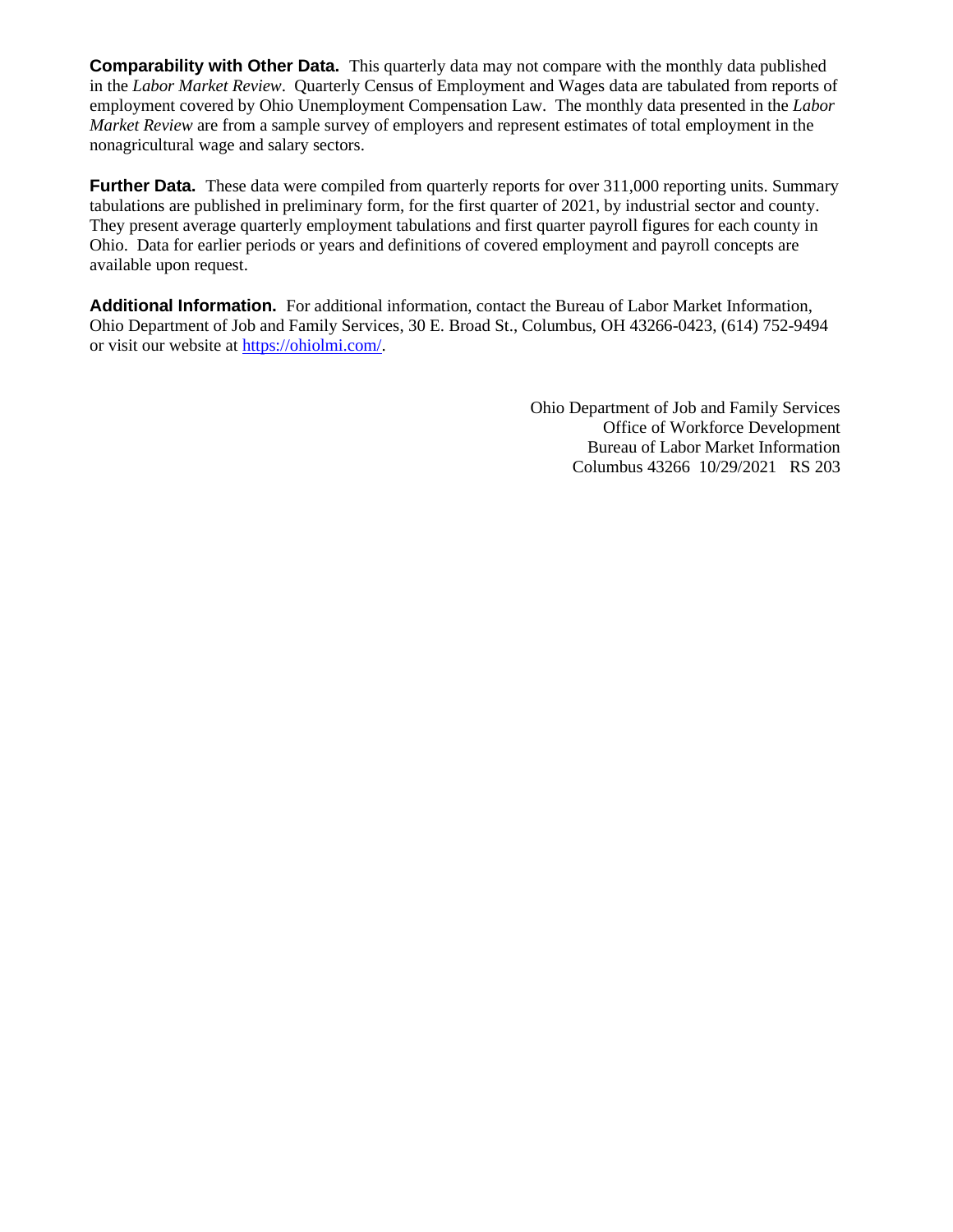**Comparability with Other Data.** This quarterly data may not compare with the monthly data published in the *Labor Market Review*. Quarterly Census of Employment and Wages data are tabulated from reports of employment covered by Ohio Unemployment Compensation Law. The monthly data presented in the *Labor Market Review* are from a sample survey of employers and represent estimates of total employment in the nonagricultural wage and salary sectors.

**Further Data.** These data were compiled from quarterly reports for over 311,000 reporting units. Summary tabulations are published in preliminary form, for the first quarter of 2021, by industrial sector and county. They present average quarterly employment tabulations and first quarter payroll figures for each county in Ohio. Data for earlier periods or years and definitions of covered employment and payroll concepts are available upon request.

**Additional Information.** For additional information, contact the Bureau of Labor Market Information, Ohio Department of Job and Family Services, 30 E. Broad St., Columbus, OH 43266-0423, (614) 752-9494 or visit our website at https://ohiolmi.com/.

Ohio Department of Job and Family Services
Office of Workforce Development
Bureau of Labor Market Information
Columbus 43266 10/29/2021 RS 203